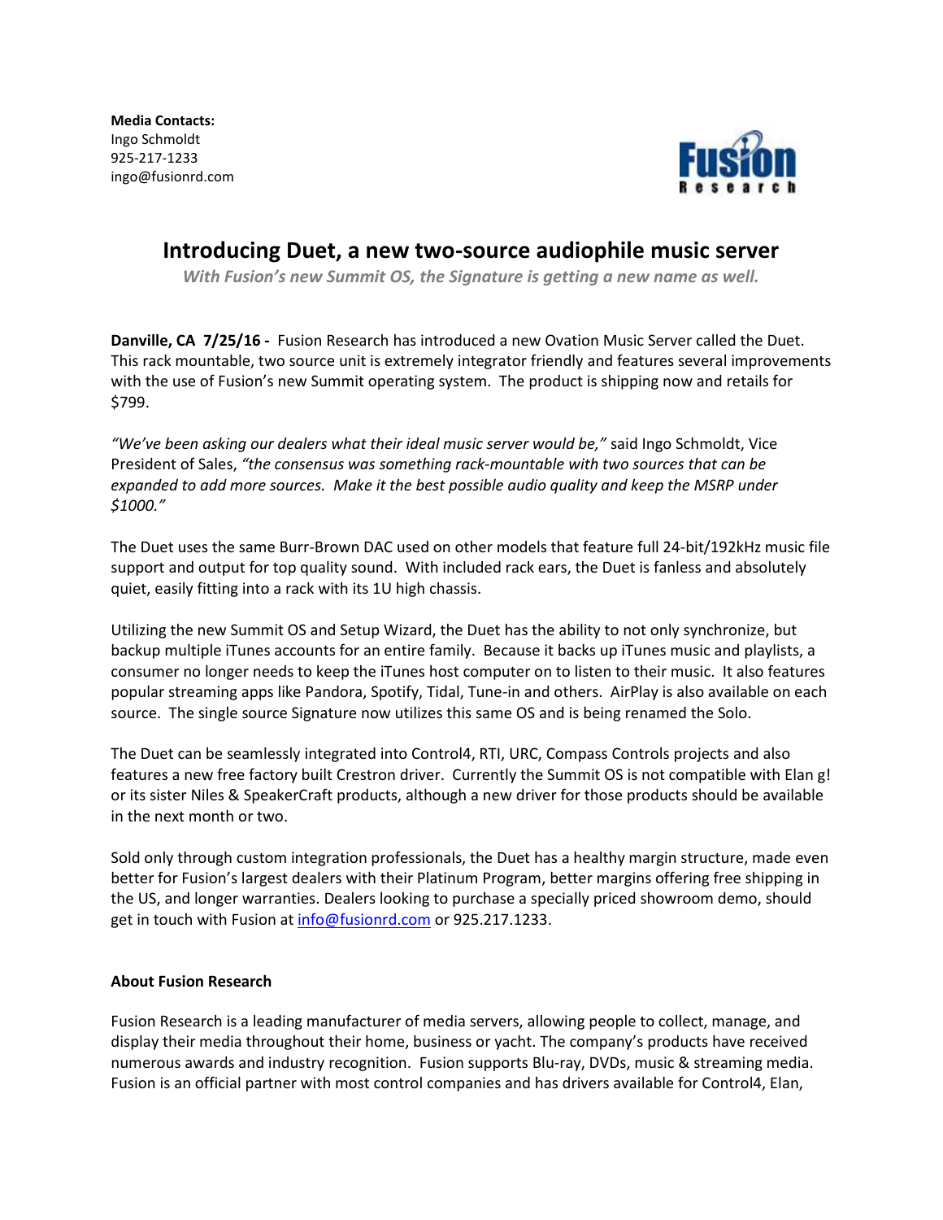**Media Contacts:**
Ingo Schmoldt
925-217-1233
ingo@fusionrd.com

Fusion Research

# Introducing Duet, a new two-source audiophile music server

***With Fusion's new Summit OS, the Signature is getting a new name as well.***

**Danville, CA 7/25/16 -** Fusion Research has introduced a new Ovation Music Server called the Duet. This rack mountable, two source unit is extremely integrator friendly and features several improvements with the use of Fusion's new Summit operating system. The product is shipping now and retails for $799.

*"We've been asking our dealers what their ideal music server would be,"* said Ingo Schmoldt, Vice President of Sales, *"the consensus was something rack-mountable with two sources that can be expanded to add more sources. Make it the best possible audio quality and keep the MSRP under $1000."*

The Duet uses the same Burr-Brown DAC used on other models that feature full 24-bit/192kHz music file support and output for top quality sound. With included rack ears, the Duet is fanless and absolutely quiet, easily fitting into a rack with its 1U high chassis.

Utilizing the new Summit OS and Setup Wizard, the Duet has the ability to not only synchronize, but backup multiple iTunes accounts for an entire family. Because it backs up iTunes music and playlists, a consumer no longer needs to keep the iTunes host computer on to listen to their music. It also features popular streaming apps like Pandora, Spotify, Tidal, Tune-in and others. AirPlay is also available on each source. The single source Signature now utilizes this same OS and is being renamed the Solo.

The Duet can be seamlessly integrated into Control4, RTI, URC, Compass Controls projects and also features a new free factory built Crestron driver. Currently the Summit OS is not compatible with Elan g! or its sister Niles & SpeakerCraft products, although a new driver for those products should be available in the next month or two.

Sold only through custom integration professionals, the Duet has a healthy margin structure, made even better for Fusion's largest dealers with their Platinum Program, better margins offering free shipping in the US, and longer warranties. Dealers looking to purchase a specially priced showroom demo, should get in touch with Fusion at info@fusionrd.com or 925.217.1233.

**About Fusion Research**

Fusion Research is a leading manufacturer of media servers, allowing people to collect, manage, and display their media throughout their home, business or yacht. The company's products have received numerous awards and industry recognition. Fusion supports Blu-ray, DVDs, music & streaming media. Fusion is an official partner with most control companies and has drivers available for Control4, Elan,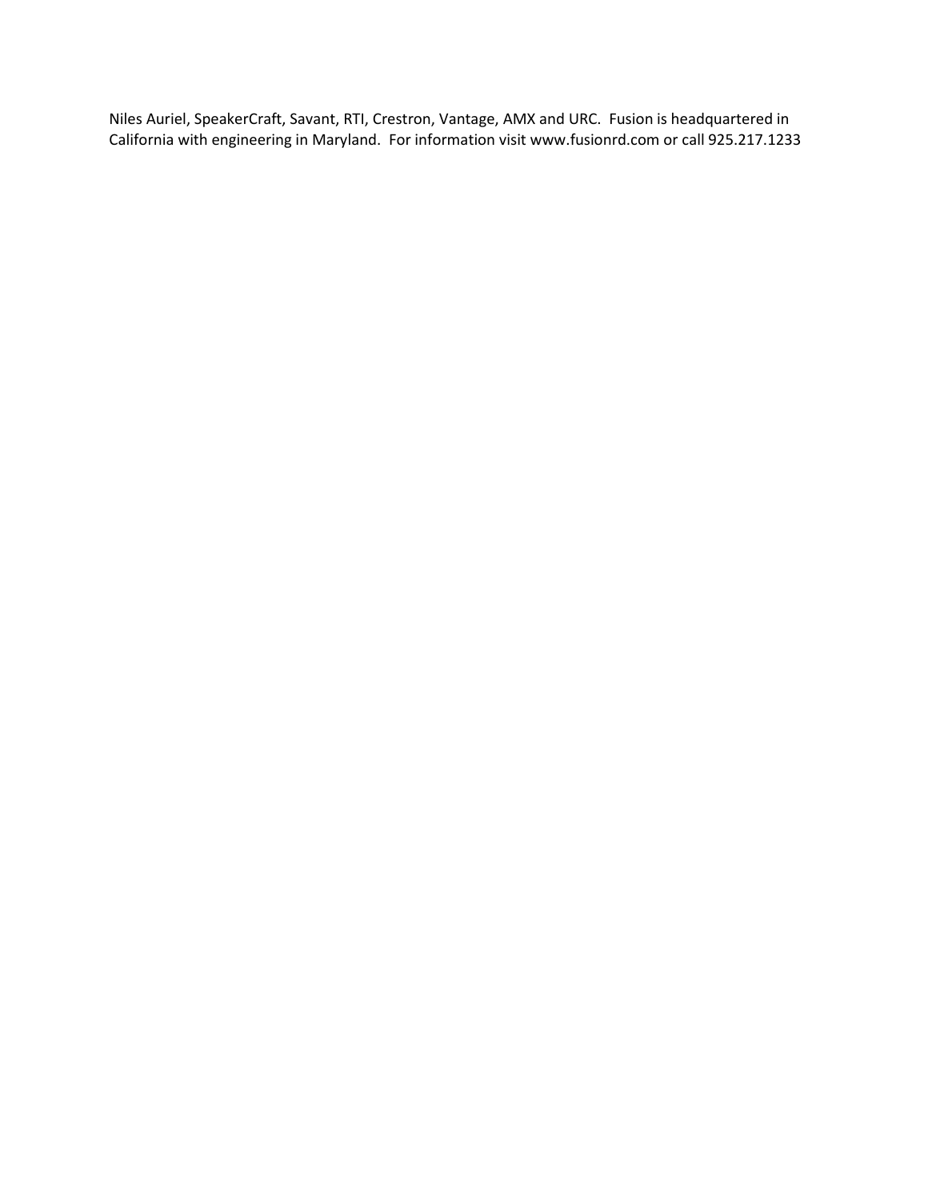Niles Auriel, SpeakerCraft, Savant, RTI, Crestron, Vantage, AMX and URC. Fusion is headquartered in California with engineering in Maryland. For information visit www.fusionrd.com or call 925.217.1233